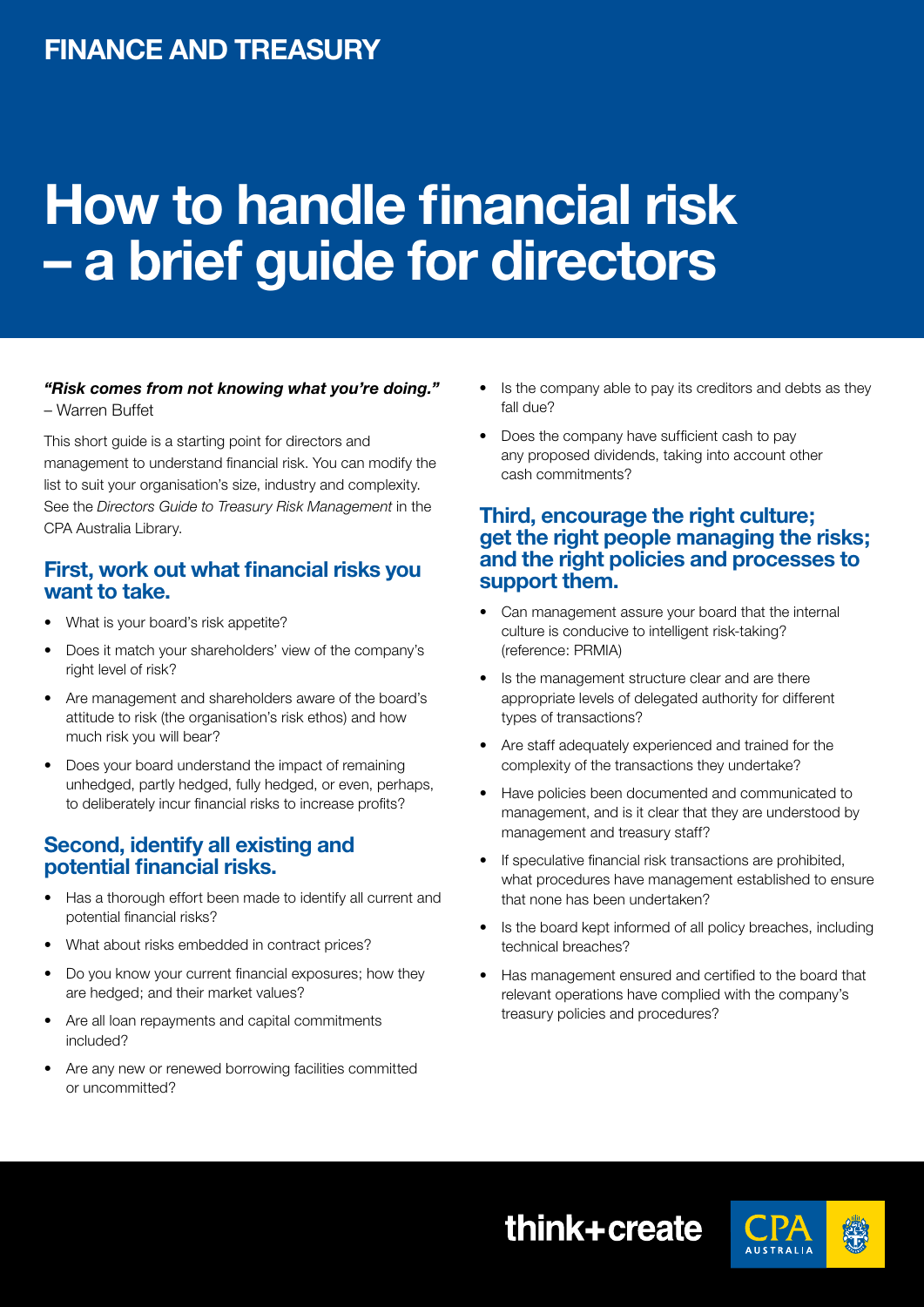FINANCE AND TREASURY

# How to handle financial risk – a brief guide for directors

***"Risk comes from not knowing what you're doing."***
– Warren Buffet

This short guide is a starting point for directors and management to understand financial risk. You can modify the list to suit your organisation's size, industry and complexity. See the *Directors Guide to Treasury Risk Management* in the CPA Australia Library.

## First, work out what financial risks you want to take.

- What is your board's risk appetite?
- Does it match your shareholders' view of the company's right level of risk?
- Are management and shareholders aware of the board's attitude to risk (the organisation's risk ethos) and how much risk you will bear?
- Does your board understand the impact of remaining unhedged, partly hedged, fully hedged, or even, perhaps, to deliberately incur financial risks to increase profits?

## Second, identify all existing and potential financial risks.

- Has a thorough effort been made to identify all current and potential financial risks?
- What about risks embedded in contract prices?
- Do you know your current financial exposures; how they are hedged; and their market values?
- Are all loan repayments and capital commitments included?
- Are any new or renewed borrowing facilities committed or uncommitted?
- Is the company able to pay its creditors and debts as they fall due?
- Does the company have sufficient cash to pay any proposed dividends, taking into account other cash commitments?

## Third, encourage the right culture; get the right people managing the risks; and the right policies and processes to support them.

- Can management assure your board that the internal culture is conducive to intelligent risk-taking? (reference: PRMIA)
- Is the management structure clear and are there appropriate levels of delegated authority for different types of transactions?
- Are staff adequately experienced and trained for the complexity of the transactions they undertake?
- Have policies been documented and communicated to management, and is it clear that they are understood by management and treasury staff?
- If speculative financial risk transactions are prohibited, what procedures have management established to ensure that none has been undertaken?
- Is the board kept informed of all policy breaches, including technical breaches?
- Has management ensured and certified to the board that relevant operations have complied with the company's treasury policies and procedures?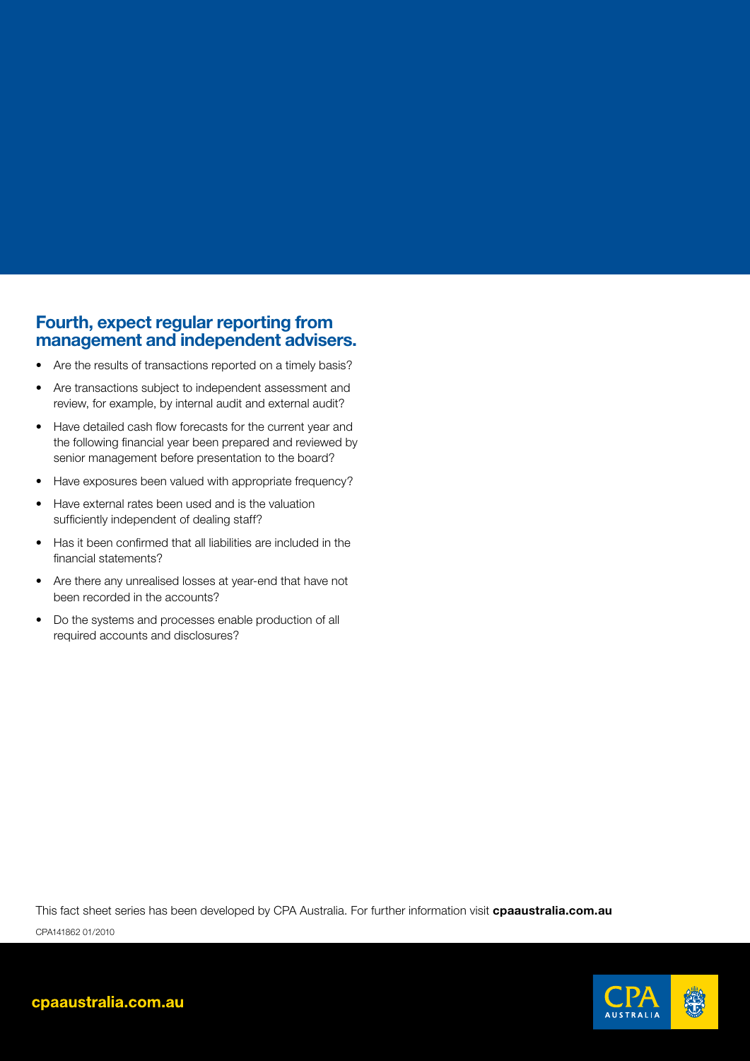## Fourth, expect regular reporting from management and independent advisers.

- Are the results of transactions reported on a timely basis?
- Are transactions subject to independent assessment and review, for example, by internal audit and external audit?
- Have detailed cash flow forecasts for the current year and the following financial year been prepared and reviewed by senior management before presentation to the board?
- Have exposures been valued with appropriate frequency?
- Have external rates been used and is the valuation sufficiently independent of dealing staff?
- Has it been confirmed that all liabilities are included in the financial statements?
- Are there any unrealised losses at year-end that have not been recorded in the accounts?
- Do the systems and processes enable production of all required accounts and disclosures?

This fact sheet series has been developed by CPA Australia. For further information visit **cpaaustralia.com.au**

CPA141862 01/2010

**cpaaustralia.com.au**